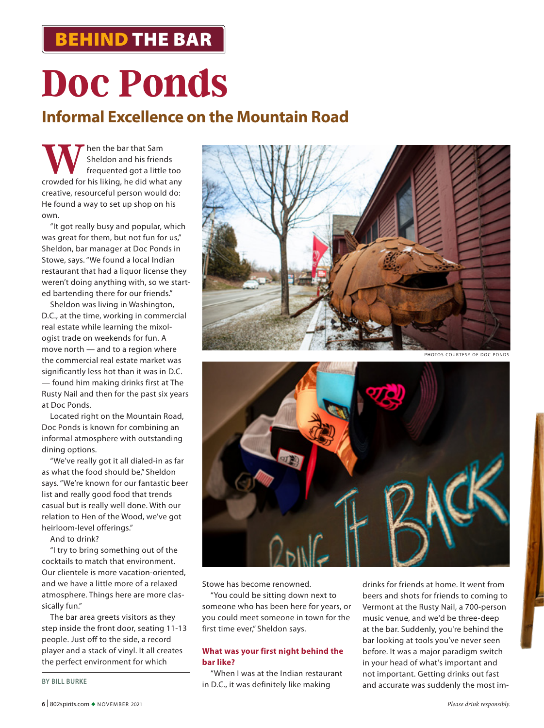BEHIND THE BAR

# Doc Ponds

## Informal Excellence on the Mountain Road

When the bar that Sam Sheldon and his friends frequented got a little too crowded for his liking, he did what any creative, resourceful person would do: He found a way to set up shop on his own.

"It got really busy and popular, which was great for them, but not fun for us," Sheldon, bar manager at Doc Ponds in Stowe, says. "We found a local Indian restaurant that had a liquor license they weren't doing anything with, so we started bartending there for our friends."

Sheldon was living in Washington, D.C., at the time, working in commercial real estate while learning the mixologist trade on weekends for fun. A move north — and to a region where the commercial real estate market was significantly less hot than it was in D.C. — found him making drinks first at The Rusty Nail and then for the past six years at Doc Ponds.

Located right on the Mountain Road, Doc Ponds is known for combining an informal atmosphere with outstanding dining options.

"We've really got it all dialed-in as far as what the food should be," Sheldon says. "We're known for our fantastic beer list and really good food that trends casual but is really well done. With our relation to Hen of the Wood, we've got heirloom-level offerings."

And to drink?

"I try to bring something out of the cocktails to match that environment. Our clientele is more vacation-oriented, and we have a little more of a relaxed atmosphere. Things here are more classically fun."

The bar area greets visitors as they step inside the front door, seating 11-13 people. Just off to the side, a record player and a stack of vinyl. It all creates the perfect environment for which Stowe has become renowned.

"You could be sitting down next to someone who has been here for years, or you could meet someone in town for the first time ever," Sheldon says.

BY BILL BURKE

PHOTOS COURTESY OF DOC PONDS

**What was your first night behind the bar like?**

"When I was at the Indian restaurant in D.C., it was definitely like making drinks for friends at home. It went from beers and shots for friends to coming to Vermont at the Rusty Nail, a 700-person music venue, and we'd be three-deep at the bar. Suddenly, you're behind the bar looking at tools you've never seen before. It was a major paradigm switch in your head of what's important and not important. Getting drinks out fast and accurate was suddenly the most im-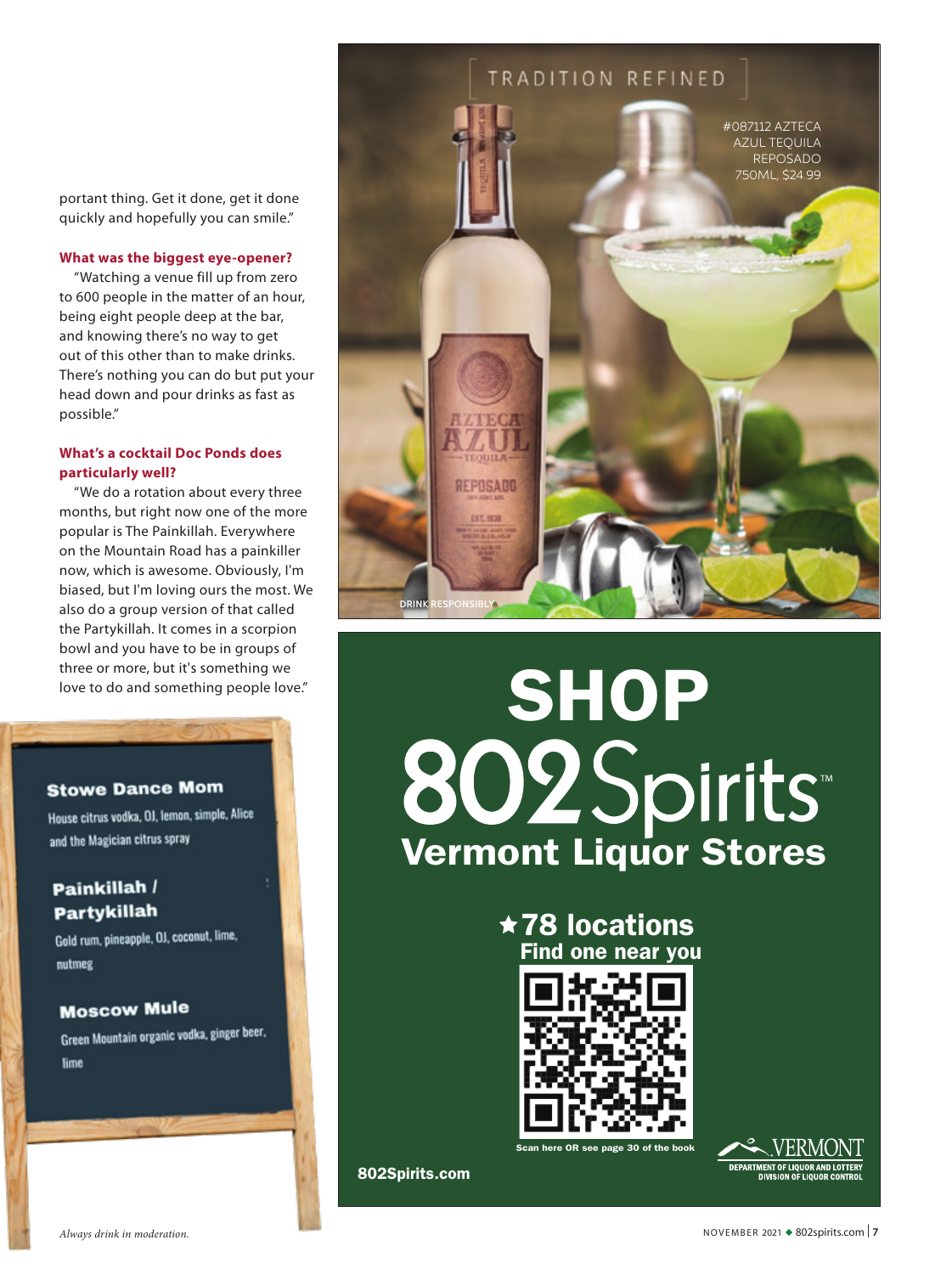portant thing. Get it done, get it done quickly and hopefully you can smile."

**What was the biggest eye-opener?**

"Watching a venue fill up from zero to 600 people in the matter of an hour, being eight people deep at the bar, and knowing there's no way to get out of this other than to make drinks. There's nothing you can do but put your head down and pour drinks as fast as possible."

**What's a cocktail Doc Ponds does particularly well?**

"We do a rotation about every three months, but right now one of the more popular is The Painkillah. Everywhere on the Mountain Road has a painkiller now, which is awesome. Obviously, I'm biased, but I'm loving ours the most. We also do a group version of that called the Partykillah. It comes in a scorpion bowl and you have to be in groups of three or more, but it's something we love to do and something people love."

**Stowe Dance Mom**
House citrus vodka, OJ, lemon, simple, Alice and the Magician citrus spray

**Painkillah / Partykillah**
Gold rum, pineapple, OJ, coconut, lime, nutmeg

**Moscow Mule**
Green Mountain organic vodka, ginger beer, lime

TRADITION REFINED

#087112 AZTECA AZUL TEQUILA REPOSADO 750ML, $24.99

DRINK RESPONSIBLY

# SHOP 802Spirits™
## Vermont Liquor Stores

★78 locations
Find one near you

Scan here OR see page 30 of the book

802Spirits.com

VERMONT DEPARTMENT OF LIQUOR AND LOTTERY DIVISION OF LIQUOR CONTROL

*Always drink in moderation.*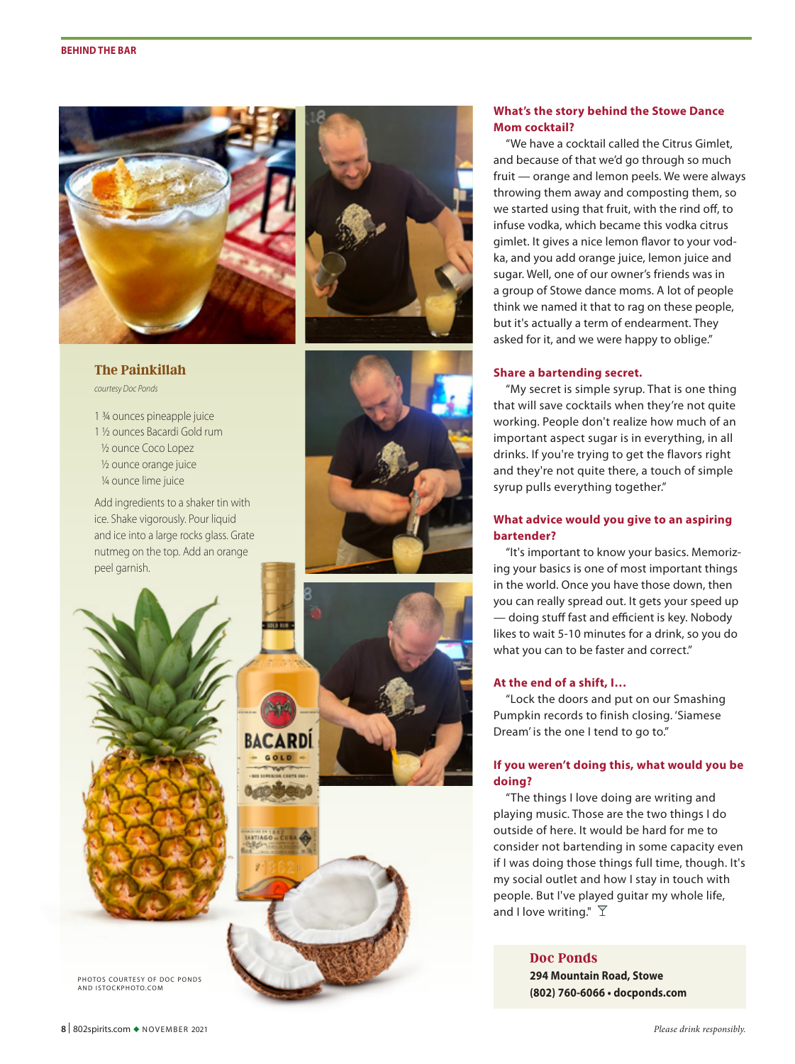### The Painkillah

*courtesy Doc Ponds*

1 ¾ ounces pineapple juice
1 ½ ounces Bacardi Gold rum
½ ounce Coco Lopez
½ ounce orange juice
¼ ounce lime juice

Add ingredients to a shaker tin with ice. Shake vigorously. Pour liquid and ice into a large rocks glass. Grate nutmeg on the top. Add an orange peel garnish.

PHOTOS COURTESY OF DOC PONDS AND ISTOCKPHOTO.COM

**What's the story behind the Stowe Dance Mom cocktail?**

"We have a cocktail called the Citrus Gimlet, and because of that we'd go through so much fruit — orange and lemon peels. We were always throwing them away and composting them, so we started using that fruit, with the rind off, to infuse vodka, which became this vodka citrus gimlet. It gives a nice lemon flavor to your vodka, and you add orange juice, lemon juice and sugar. Well, one of our owner's friends was in a group of Stowe dance moms. A lot of people think we named it that to rag on these people, but it's actually a term of endearment. They asked for it, and we were happy to oblige."

**Share a bartending secret.**

"My secret is simple syrup. That is one thing that will save cocktails when they're not quite working. People don't realize how much of an important aspect sugar is in everything, in all drinks. If you're trying to get the flavors right and they're not quite there, a touch of simple syrup pulls everything together."

**What advice would you give to an aspiring bartender?**

"It's important to know your basics. Memorizing your basics is one of most important things in the world. Once you have those down, then you can really spread out. It gets your speed up — doing stuff fast and efficient is key. Nobody likes to wait 5-10 minutes for a drink, so you do what you can to be faster and correct."

**At the end of a shift, I…**

"Lock the doors and put on our Smashing Pumpkin records to finish closing. 'Siamese Dream' is the one I tend to go to."

**If you weren't doing this, what would you be doing?**

"The things I love doing are writing and playing music. Those are the two things I do outside of here. It would be hard for me to consider not bartending in some capacity even if I was doing those things full time, though. It's my social outlet and how I stay in touch with people. But I've played guitar my whole life, and I love writing."

**Doc Ponds**
**294 Mountain Road, Stowe**
**(802) 760-6066 • docponds.com**

*Please drink responsibly.*